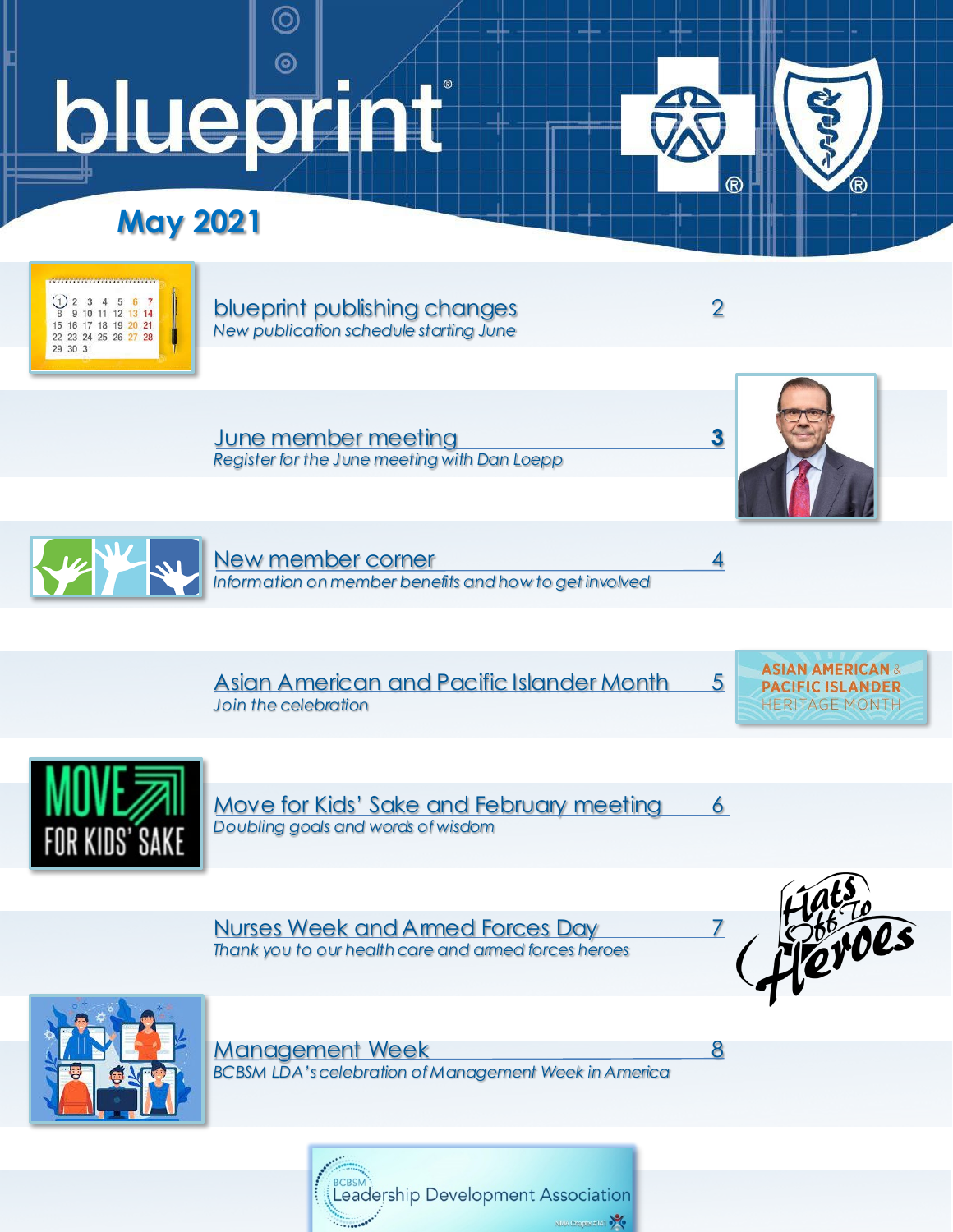# blueprint®

## May 2021

| | |
|---|---|
| **blueprint publishing changes** — *New publication schedule starting June* | 2 |
| **June member meeting** — *Register for the June meeting with Dan Loepp* | 3 |
| **New member corner** — *Information on member benefits and how to get involved* | 4 |
| **Asian American and Pacific Islander Month** — *Join the celebration* | 5 |
| **Move for Kids' Sake and February meeting** — *Doubling goals and words of wisdom* | 6 |
| **Nurses Week and Armed Forces Day** — *Thank you to our health care and armed forces heroes* | 7 |
| **Management Week** — *BCBSM LDA's celebration of Management Week in America* | 8 |

BCBSM Leadership Development Association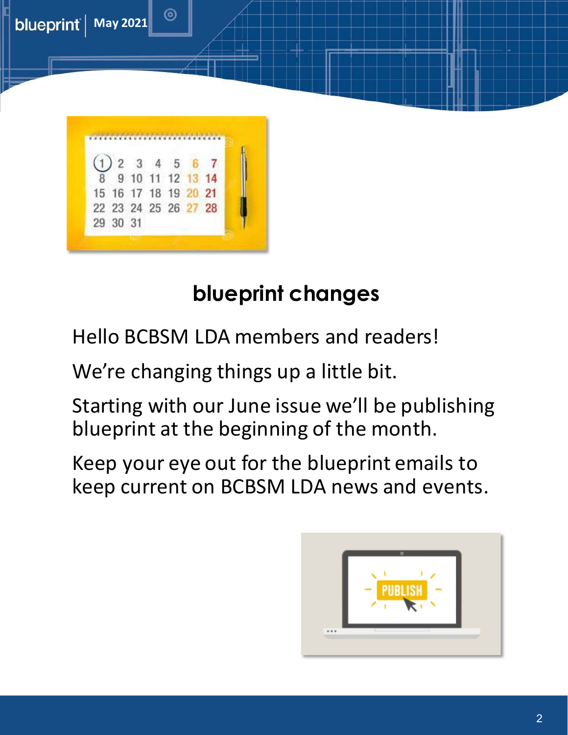## blueprint changes

Hello BCBSM LDA members and readers!

We're changing things up a little bit.

Starting with our June issue we'll be publishing blueprint at the beginning of the month.

Keep your eye out for the blueprint emails to keep current on BCBSM LDA news and events.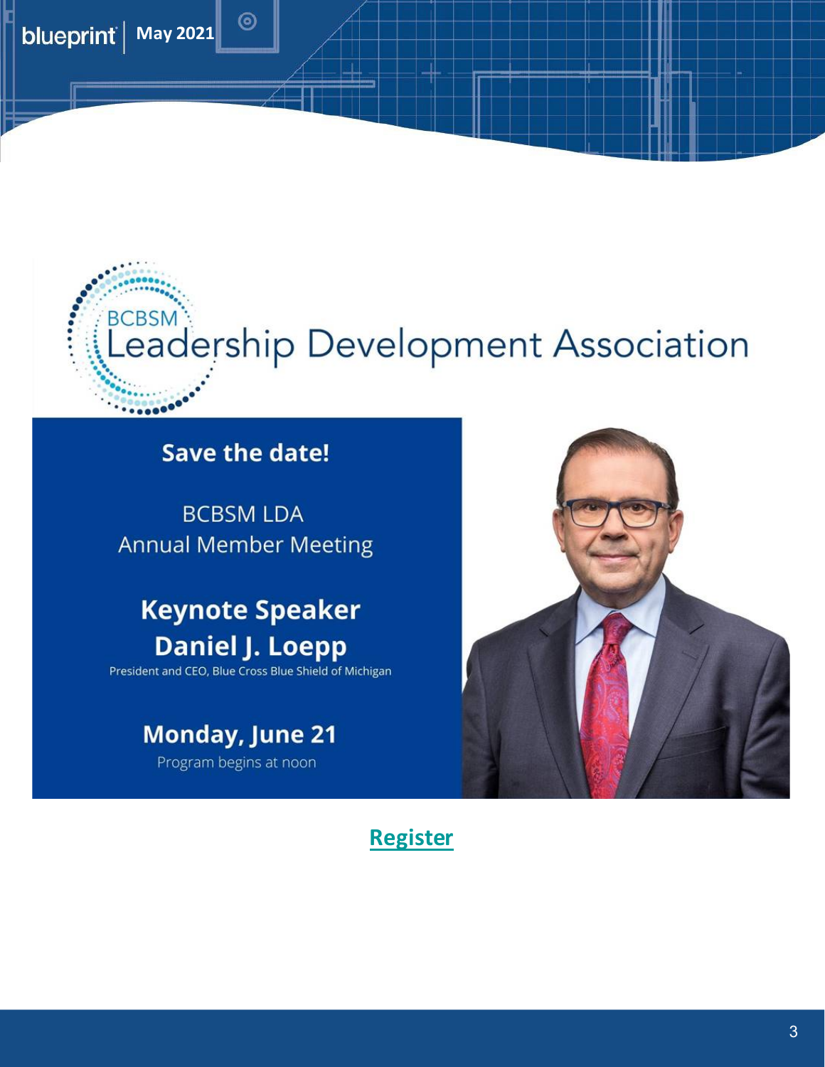# BCBSM Leadership Development Association

**Save the date!**

BCBSM LDA
Annual Member Meeting

**Keynote Speaker**
**Daniel J. Loepp**
President and CEO, Blue Cross Blue Shield of Michigan

**Monday, June 21**
Program begins at noon

**Register**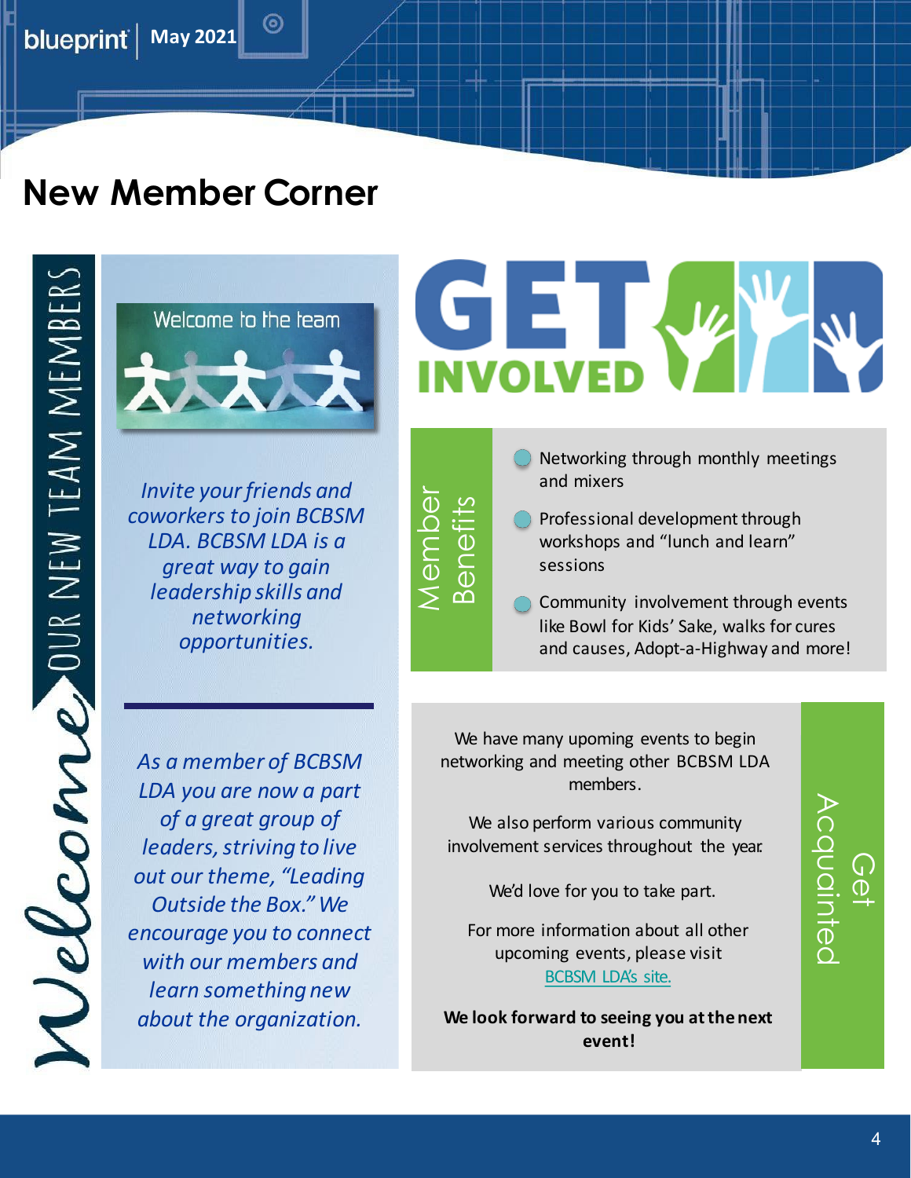# New Member Corner

**Welcome OUR NEW TEAM MEMBERS**

Welcome to the team

*Invite your friends and coworkers to join BCBSM LDA. BCBSM LDA is a great way to gain leadership skills and networking opportunities.*

*As a member of BCBSM LDA you are now a part of a great group of leaders, striving to live out our theme, "Leading Outside the Box." We encourage you to connect with our members and learn something new about the organization.*

## GET INVOLVED

### Member Benefits

- Networking through monthly meetings and mixers
- Professional development through workshops and "lunch and learn" sessions
- Community involvement through events like Bowl for Kids' Sake, walks for cures and causes, Adopt-a-Highway and more!

### Get Acquainted

We have many upoming events to begin networking and meeting other BCBSM LDA members.

We also perform various community involvement services throughout the year.

We'd love for you to take part.

For more information about all other upcoming events, please visit BCBSM LDA's site.

**We look forward to seeing you at the next event!**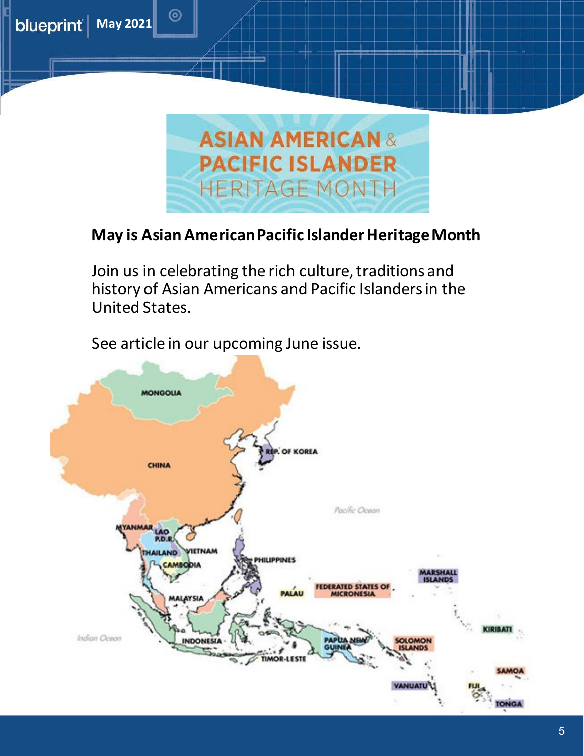# ASIAN AMERICAN & PACIFIC ISLANDER HERITAGE MONTH

## May is Asian American Pacific Islander Heritage Month

Join us in celebrating the rich culture, traditions and history of Asian Americans and Pacific Islanders in the United States.

See article in our upcoming June issue.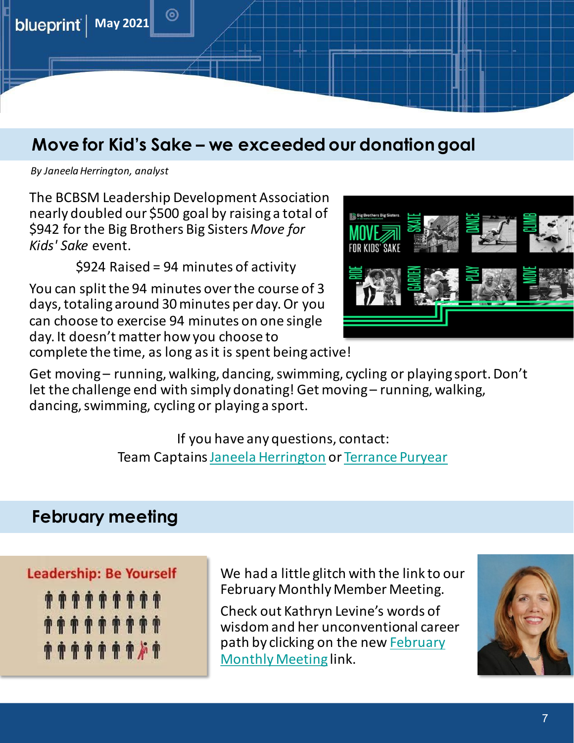## Move for Kid's Sake – we exceeded our donation goal

*By Janeela Herrington, analyst*

The BCBSM Leadership Development Association nearly doubled our $500 goal by raising a total of $942 for the Big Brothers Big Sisters *Move for Kids' Sake* event.

$924 Raised = 94 minutes of activity

You can split the 94 minutes over the course of 3 days, totaling around 30 minutes per day. Or you can choose to exercise 94 minutes on one single day. It doesn't matter how you choose to complete the time, as long as it is spent being active!

Get moving – running, walking, dancing, swimming, cycling or playing sport. Don't let the challenge end with simply donating! Get moving – running, walking, dancing, swimming, cycling or playing a sport.

If you have any questions, contact:
Team Captains Janeela Herrington or Terrance Puryear

## February meeting

We had a little glitch with the link to our February Monthly Member Meeting.

Check out Kathryn Levine's words of wisdom and her unconventional career path by clicking on the new February Monthly Meeting link.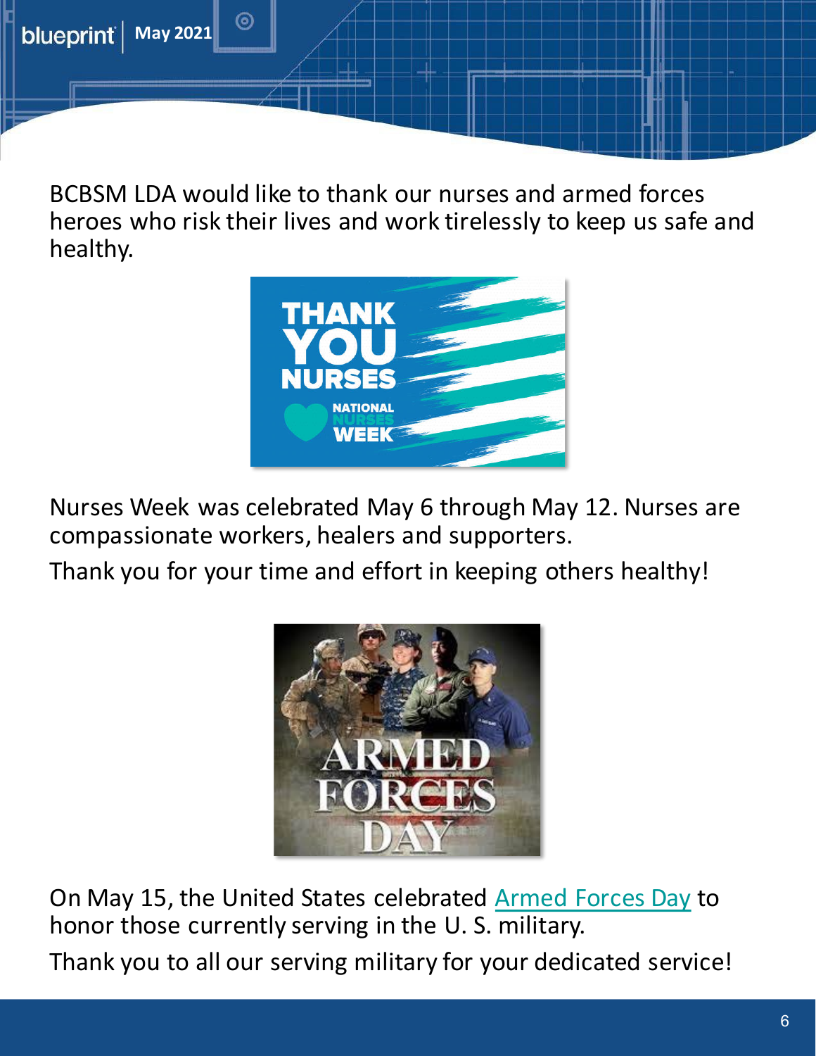BCBSM LDA would like to thank our nurses and armed forces heroes who risk their lives and work tirelessly to keep us safe and healthy.

Nurses Week was celebrated May 6 through May 12. Nurses are compassionate workers, healers and supporters.

Thank you for your time and effort in keeping others healthy!

On May 15, the United States celebrated Armed Forces Day to honor those currently serving in the U. S. military.

Thank you to all our serving military for your dedicated service!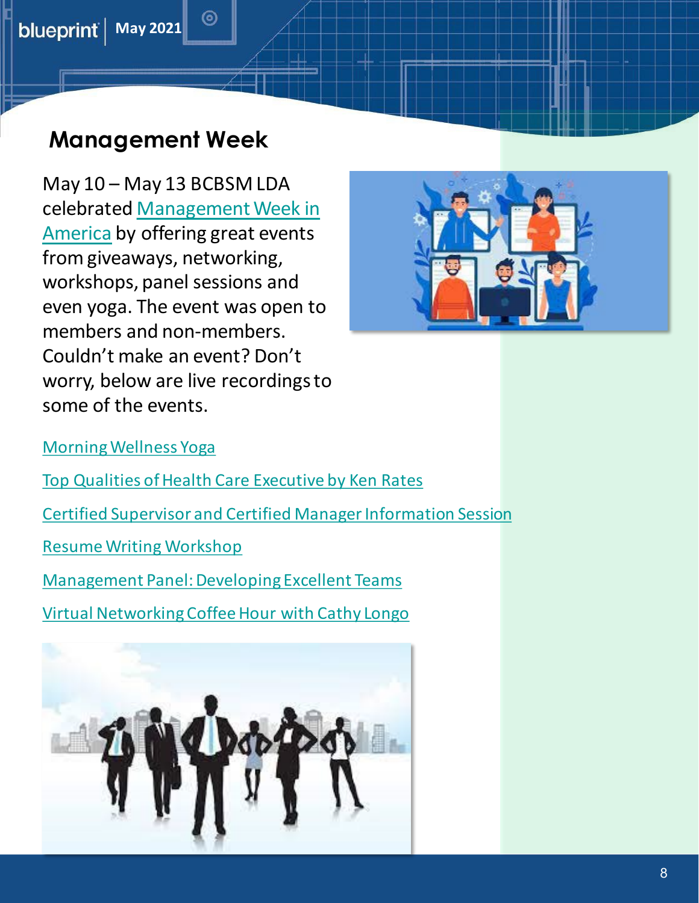## Management Week

May 10 – May 13 BCBSM LDA celebrated Management Week in America by offering great events from giveaways, networking, workshops, panel sessions and even yoga. The event was open to members and non-members. Couldn't make an event? Don't worry, below are live recordings to some of the events.

Morning Wellness Yoga

Top Qualities of Health Care Executive by Ken Rates

Certified Supervisor and Certified Manager Information Session

Resume Writing Workshop

Management Panel: Developing Excellent Teams

Virtual Networking Coffee Hour with Cathy Longo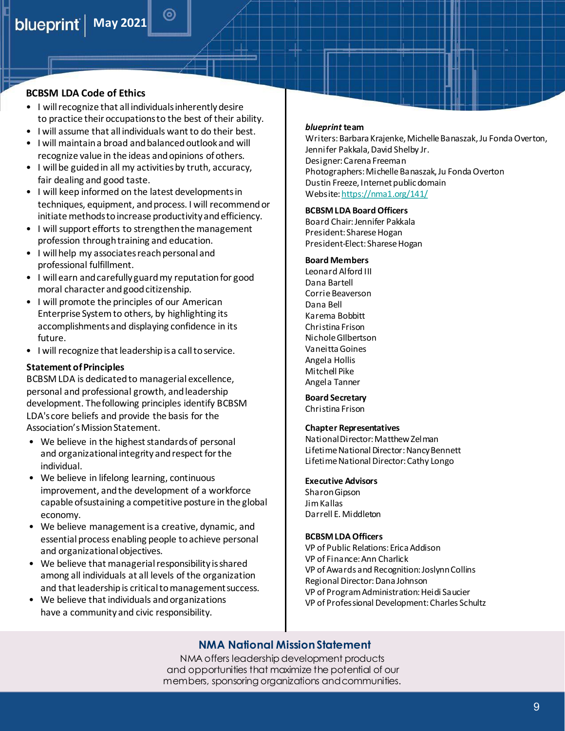## BCBSM LDA Code of Ethics

- I will recognize that all individuals inherently desire to practice their occupations to the best of their ability.
- I will assume that all individuals want to do their best.
- I will maintain a broad and balanced outlook and will recognize value in the ideas and opinions of others.
- I will be guided in all my activities by truth, accuracy, fair dealing and good taste.
- I will keep informed on the latest developments in techniques, equipment, and process. I will recommend or initiate methods to increase productivity and efficiency.
- I will support efforts to strengthen the management profession through training and education.
- I will help my associates reach personal and professional fulfillment.
- I will earn and carefully guard my reputation for good moral character and good citizenship.
- I will promote the principles of our American Enterprise System to others, by highlighting its accomplishments and displaying confidence in its future.
- I will recognize that leadership is a call to service.

## Statement of Principles

BCBSM LDA is dedicated to managerial excellence, personal and professional growth, and leadership development. The following principles identify BCBSM LDA's core beliefs and provide the basis for the Association's Mission Statement.

- We believe in the highest standards of personal and organizational integrity and respect for the individual.
- We believe in lifelong learning, continuous improvement, and the development of a workforce capable of sustaining a competitive posture in the global economy.
- We believe management is a creative, dynamic, and essential process enabling people to achieve personal and organizational objectives.
- We believe that managerial responsibility is shared among all individuals at all levels of the organization and that leadership is critical to management success.
- We believe that individuals and organizations have a community and civic responsibility.

### *blueprint* team

Writers: Barbara Krajenke, Michelle Banaszak, Ju Fonda Overton, Jennifer Pakkala, David Shelby Jr.
Designer: Carena Freeman
Photographers: Michelle Banaszak, Ju Fonda Overton
Dustin Freeze, Internet public domain
Website: https://nma1.org/141/

### BCBSM LDA Board Officers

Board Chair: Jennifer Pakkala
President: Sharese Hogan
President-Elect: Sharese Hogan

### Board Members

Leonard Alford III
Dana Bartell
Corrie Beaverson
Dana Bell
Karema Bobbitt
Christina Frison
Nichole GIlbertson
Vaneitta Goines
Angela Hollis
Mitchell Pike
Angela Tanner

### Board Secretary

Christina Frison

### Chapter Representatives

National Director: Matthew Zelman
Lifetime National Director: Nancy Bennett
Lifetime National Director: Cathy Longo

### Executive Advisors

Sharon Gipson
Jim Kallas
Darrell E. Middleton

### BCBSM LDA Officers

VP of Public Relations: Erica Addison
VP of Finance: Ann Charlick
VP of Awards and Recognition: Joslynn Collins
Regional Director: Dana Johnson
VP of Program Administration: Heidi Saucier
VP of Professional Development: Charles Schultz

## NMA National Mission Statement

NMA offers leadership development products and opportunities that maximize the potential of our members, sponsoring organizations and communities.